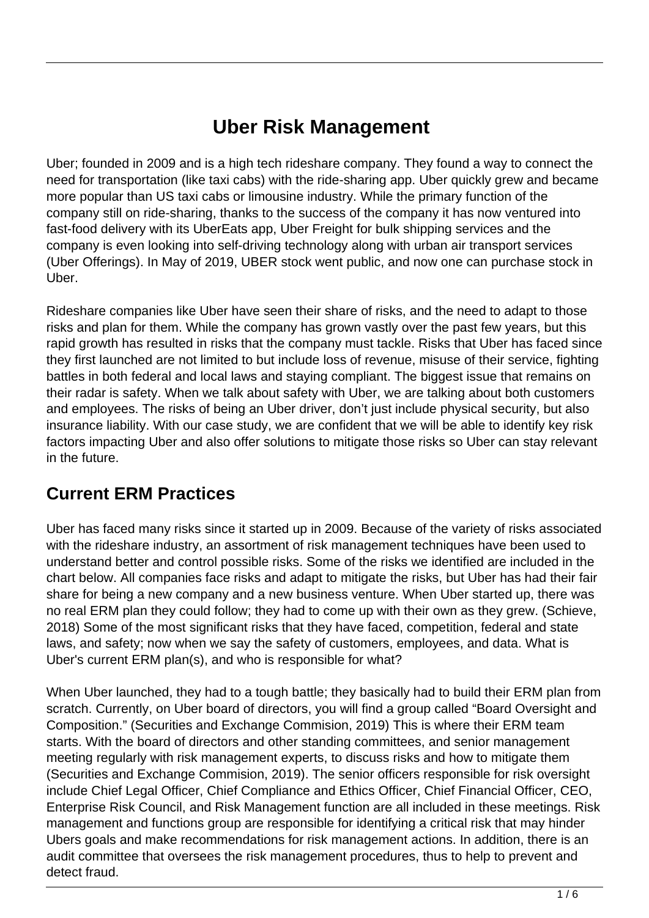# Uber Risk Management

Uber; founded in 2009 and is a high tech rideshare company. They found a way to connect the need for transportation (like taxi cabs) with the ride-sharing app. Uber quickly grew and became more popular than US taxi cabs or limousine industry. While the primary function of the company still on ride-sharing, thanks to the success of the company it has now ventured into fast-food delivery with its UberEats app, Uber Freight for bulk shipping services and the company is even looking into self-driving technology along with urban air transport services (Uber Offerings). In May of 2019, UBER stock went public, and now one can purchase stock in Uber.

Rideshare companies like Uber have seen their share of risks, and the need to adapt to those risks and plan for them. While the company has grown vastly over the past few years, but this rapid growth has resulted in risks that the company must tackle. Risks that Uber has faced since they first launched are not limited to but include loss of revenue, misuse of their service, fighting battles in both federal and local laws and staying compliant. The biggest issue that remains on their radar is safety. When we talk about safety with Uber, we are talking about both customers and employees. The risks of being an Uber driver, don't just include physical security, but also insurance liability. With our case study, we are confident that we will be able to identify key risk factors impacting Uber and also offer solutions to mitigate those risks so Uber can stay relevant in the future.

## Current ERM Practices

Uber has faced many risks since it started up in 2009. Because of the variety of risks associated with the rideshare industry, an assortment of risk management techniques have been used to understand better and control possible risks. Some of the risks we identified are included in the chart below. All companies face risks and adapt to mitigate the risks, but Uber has had their fair share for being a new company and a new business venture. When Uber started up, there was no real ERM plan they could follow; they had to come up with their own as they grew. (Schieve, 2018) Some of the most significant risks that they have faced, competition, federal and state laws, and safety; now when we say the safety of customers, employees, and data. What is Uber's current ERM plan(s), and who is responsible for what?

When Uber launched, they had to a tough battle; they basically had to build their ERM plan from scratch. Currently, on Uber board of directors, you will find a group called "Board Oversight and Composition." (Securities and Exchange Commision, 2019) This is where their ERM team starts. With the board of directors and other standing committees, and senior management meeting regularly with risk management experts, to discuss risks and how to mitigate them (Securities and Exchange Commision, 2019). The senior officers responsible for risk oversight include Chief Legal Officer, Chief Compliance and Ethics Officer, Chief Financial Officer, CEO, Enterprise Risk Council, and Risk Management function are all included in these meetings. Risk management and functions group are responsible for identifying a critical risk that may hinder Ubers goals and make recommendations for risk management actions. In addition, there is an audit committee that oversees the risk management procedures, thus to help to prevent and detect fraud.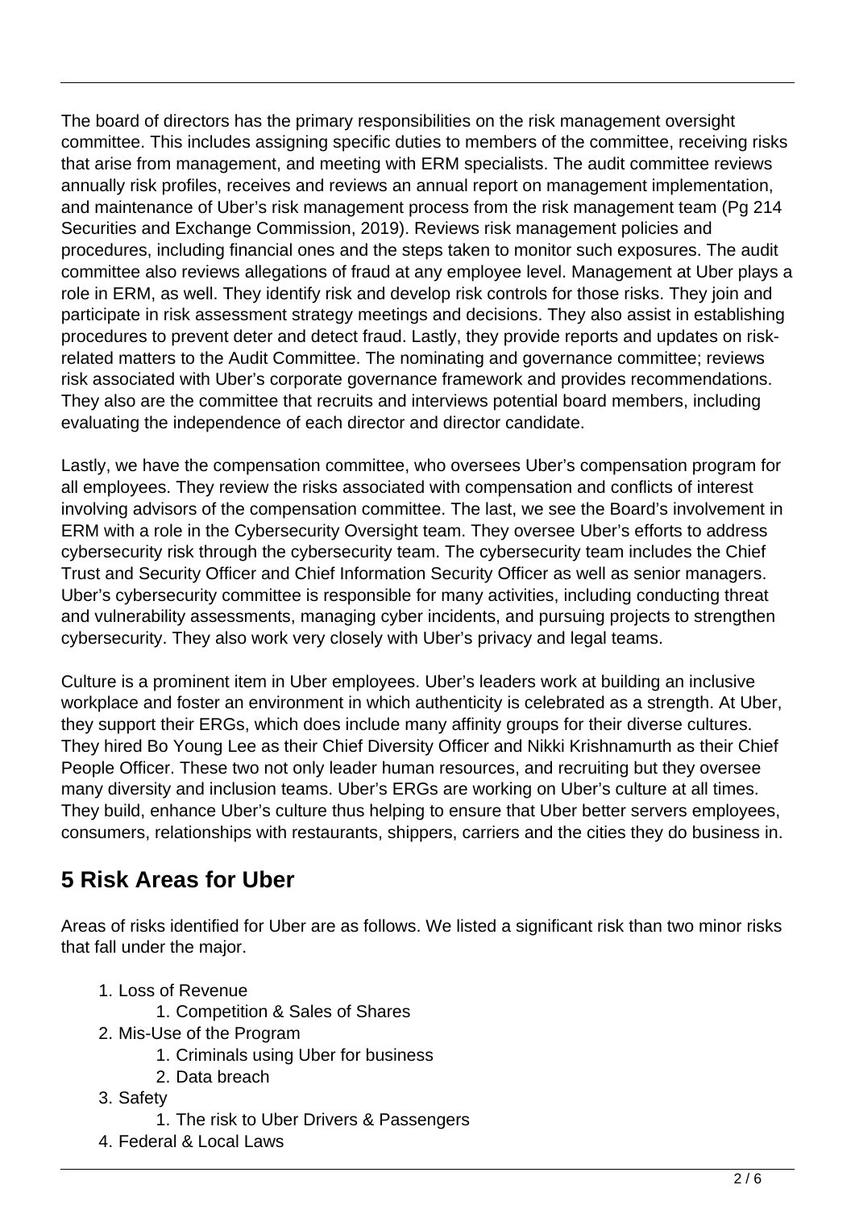The board of directors has the primary responsibilities on the risk management oversight committee. This includes assigning specific duties to members of the committee, receiving risks that arise from management, and meeting with ERM specialists. The audit committee reviews annually risk profiles, receives and reviews an annual report on management implementation, and maintenance of Uber's risk management process from the risk management team (Pg 214 Securities and Exchange Commission, 2019). Reviews risk management policies and procedures, including financial ones and the steps taken to monitor such exposures. The audit committee also reviews allegations of fraud at any employee level. Management at Uber plays a role in ERM, as well. They identify risk and develop risk controls for those risks. They join and participate in risk assessment strategy meetings and decisions. They also assist in establishing procedures to prevent deter and detect fraud. Lastly, they provide reports and updates on risk-related matters to the Audit Committee. The nominating and governance committee; reviews risk associated with Uber's corporate governance framework and provides recommendations. They also are the committee that recruits and interviews potential board members, including evaluating the independence of each director and director candidate.

Lastly, we have the compensation committee, who oversees Uber's compensation program for all employees. They review the risks associated with compensation and conflicts of interest involving advisors of the compensation committee. The last, we see the Board's involvement in ERM with a role in the Cybersecurity Oversight team. They oversee Uber's efforts to address cybersecurity risk through the cybersecurity team. The cybersecurity team includes the Chief Trust and Security Officer and Chief Information Security Officer as well as senior managers. Uber's cybersecurity committee is responsible for many activities, including conducting threat and vulnerability assessments, managing cyber incidents, and pursuing projects to strengthen cybersecurity. They also work very closely with Uber's privacy and legal teams.

Culture is a prominent item in Uber employees. Uber's leaders work at building an inclusive workplace and foster an environment in which authenticity is celebrated as a strength. At Uber, they support their ERGs, which does include many affinity groups for their diverse cultures. They hired Bo Young Lee as their Chief Diversity Officer and Nikki Krishnamurth as their Chief People Officer. These two not only leader human resources, and recruiting but they oversee many diversity and inclusion teams. Uber's ERGs are working on Uber's culture at all times. They build, enhance Uber's culture thus helping to ensure that Uber better servers employees, consumers, relationships with restaurants, shippers, carriers and the cities they do business in.

## 5 Risk Areas for Uber

Areas of risks identified for Uber are as follows. We listed a significant risk than two minor risks that fall under the major.

1. Loss of Revenue
    1. Competition & Sales of Shares
2. Mis-Use of the Program
    1. Criminals using Uber for business
    2. Data breach
3. Safety
    1. The risk to Uber Drivers & Passengers
4. Federal & Local Laws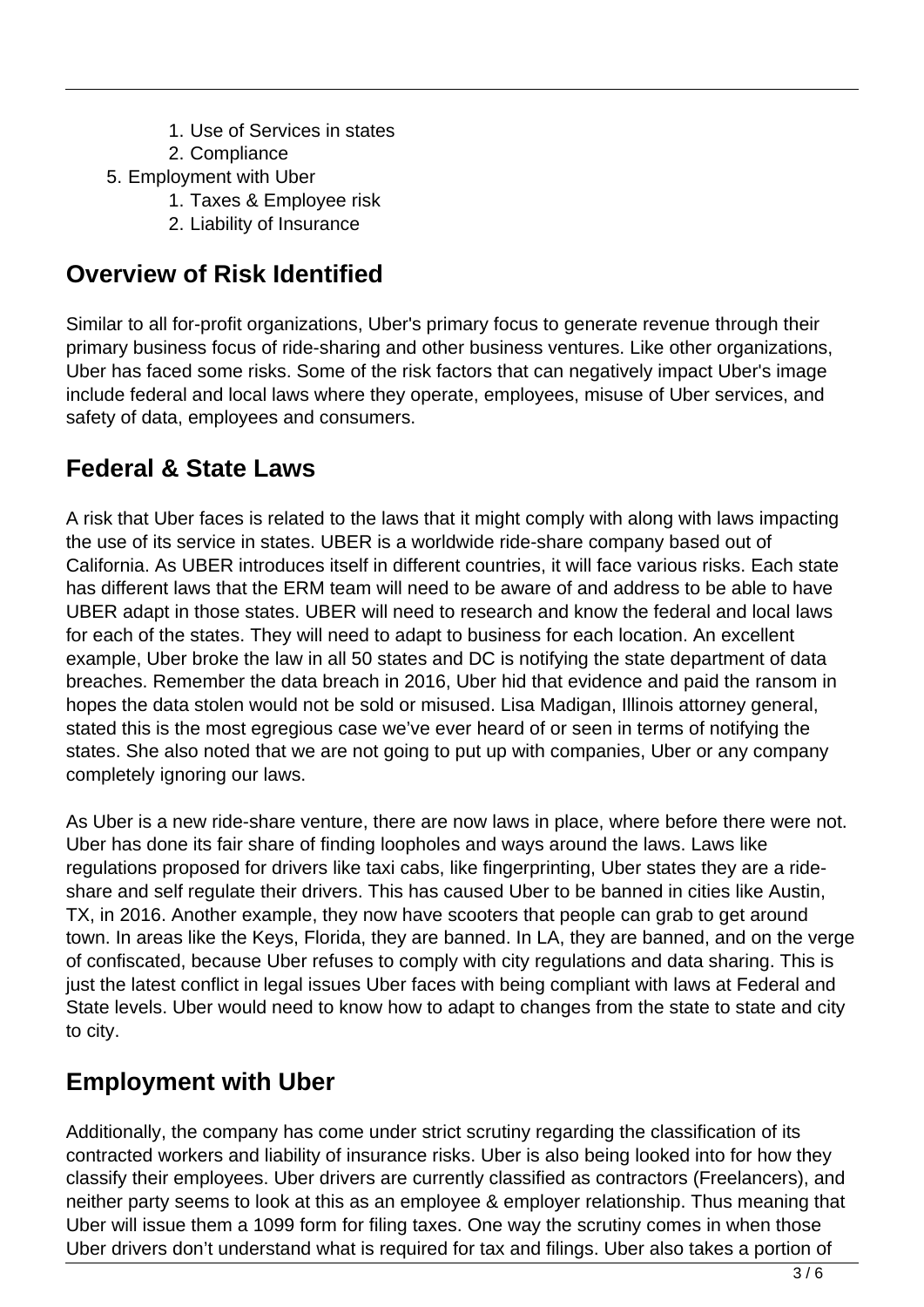1. Use of Services in states
   2. Compliance
5. Employment with Uber
   1. Taxes & Employee risk
   2. Liability of Insurance

## Overview of Risk Identified

Similar to all for-profit organizations, Uber's primary focus to generate revenue through their primary business focus of ride-sharing and other business ventures. Like other organizations, Uber has faced some risks. Some of the risk factors that can negatively impact Uber's image include federal and local laws where they operate, employees, misuse of Uber services, and safety of data, employees and consumers.

## Federal & State Laws

A risk that Uber faces is related to the laws that it might comply with along with laws impacting the use of its service in states. UBER is a worldwide ride-share company based out of California. As UBER introduces itself in different countries, it will face various risks. Each state has different laws that the ERM team will need to be aware of and address to be able to have UBER adapt in those states. UBER will need to research and know the federal and local laws for each of the states. They will need to adapt to business for each location. An excellent example, Uber broke the law in all 50 states and DC is notifying the state department of data breaches. Remember the data breach in 2016, Uber hid that evidence and paid the ransom in hopes the data stolen would not be sold or misused. Lisa Madigan, Illinois attorney general, stated this is the most egregious case we've ever heard of or seen in terms of notifying the states. She also noted that we are not going to put up with companies, Uber or any company completely ignoring our laws.

As Uber is a new ride-share venture, there are now laws in place, where before there were not. Uber has done its fair share of finding loopholes and ways around the laws. Laws like regulations proposed for drivers like taxi cabs, like fingerprinting, Uber states they are a ride-share and self regulate their drivers. This has caused Uber to be banned in cities like Austin, TX, in 2016. Another example, they now have scooters that people can grab to get around town. In areas like the Keys, Florida, they are banned. In LA, they are banned, and on the verge of confiscated, because Uber refuses to comply with city regulations and data sharing. This is just the latest conflict in legal issues Uber faces with being compliant with laws at Federal and State levels. Uber would need to know how to adapt to changes from the state to state and city to city.

## Employment with Uber

Additionally, the company has come under strict scrutiny regarding the classification of its contracted workers and liability of insurance risks. Uber is also being looked into for how they classify their employees. Uber drivers are currently classified as contractors (Freelancers), and neither party seems to look at this as an employee & employer relationship. Thus meaning that Uber will issue them a 1099 form for filing taxes. One way the scrutiny comes in when those Uber drivers don't understand what is required for tax and filings. Uber also takes a portion of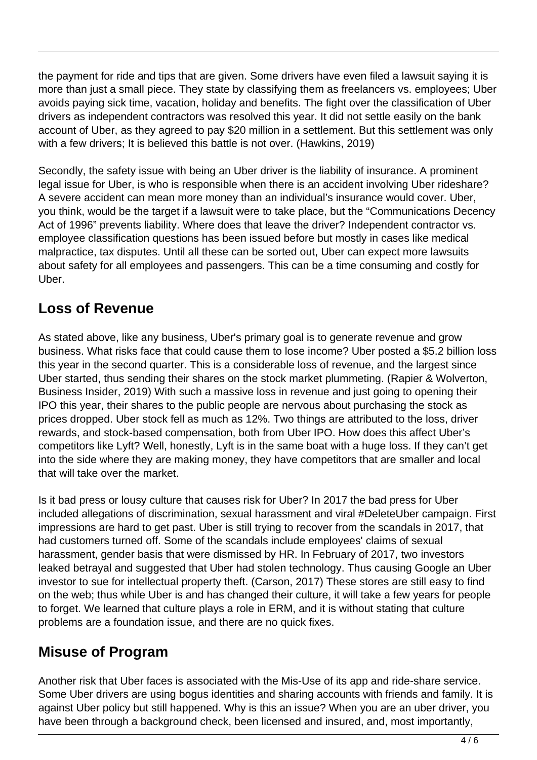the payment for ride and tips that are given. Some drivers have even filed a lawsuit saying it is more than just a small piece. They state by classifying them as freelancers vs. employees; Uber avoids paying sick time, vacation, holiday and benefits. The fight over the classification of Uber drivers as independent contractors was resolved this year. It did not settle easily on the bank account of Uber, as they agreed to pay $20 million in a settlement. But this settlement was only with a few drivers; It is believed this battle is not over. (Hawkins, 2019)

Secondly, the safety issue with being an Uber driver is the liability of insurance. A prominent legal issue for Uber, is who is responsible when there is an accident involving Uber rideshare? A severe accident can mean more money than an individual's insurance would cover. Uber, you think, would be the target if a lawsuit were to take place, but the "Communications Decency Act of 1996" prevents liability. Where does that leave the driver? Independent contractor vs. employee classification questions has been issued before but mostly in cases like medical malpractice, tax disputes. Until all these can be sorted out, Uber can expect more lawsuits about safety for all employees and passengers. This can be a time consuming and costly for Uber.

## Loss of Revenue

As stated above, like any business, Uber's primary goal is to generate revenue and grow business. What risks face that could cause them to lose income? Uber posted a $5.2 billion loss this year in the second quarter. This is a considerable loss of revenue, and the largest since Uber started, thus sending their shares on the stock market plummeting. (Rapier & Wolverton, Business Insider, 2019) With such a massive loss in revenue and just going to opening their IPO this year, their shares to the public people are nervous about purchasing the stock as prices dropped. Uber stock fell as much as 12%. Two things are attributed to the loss, driver rewards, and stock-based compensation, both from Uber IPO. How does this affect Uber's competitors like Lyft? Well, honestly, Lyft is in the same boat with a huge loss. If they can't get into the side where they are making money, they have competitors that are smaller and local that will take over the market.

Is it bad press or lousy culture that causes risk for Uber? In 2017 the bad press for Uber included allegations of discrimination, sexual harassment and viral #DeleteUber campaign. First impressions are hard to get past. Uber is still trying to recover from the scandals in 2017, that had customers turned off. Some of the scandals include employees' claims of sexual harassment, gender basis that were dismissed by HR. In February of 2017, two investors leaked betrayal and suggested that Uber had stolen technology. Thus causing Google an Uber investor to sue for intellectual property theft. (Carson, 2017) These stores are still easy to find on the web; thus while Uber is and has changed their culture, it will take a few years for people to forget. We learned that culture plays a role in ERM, and it is without stating that culture problems are a foundation issue, and there are no quick fixes.

## Misuse of Program

Another risk that Uber faces is associated with the Mis-Use of its app and ride-share service. Some Uber drivers are using bogus identities and sharing accounts with friends and family. It is against Uber policy but still happened. Why is this an issue? When you are an uber driver, you have been through a background check, been licensed and insured, and, most importantly,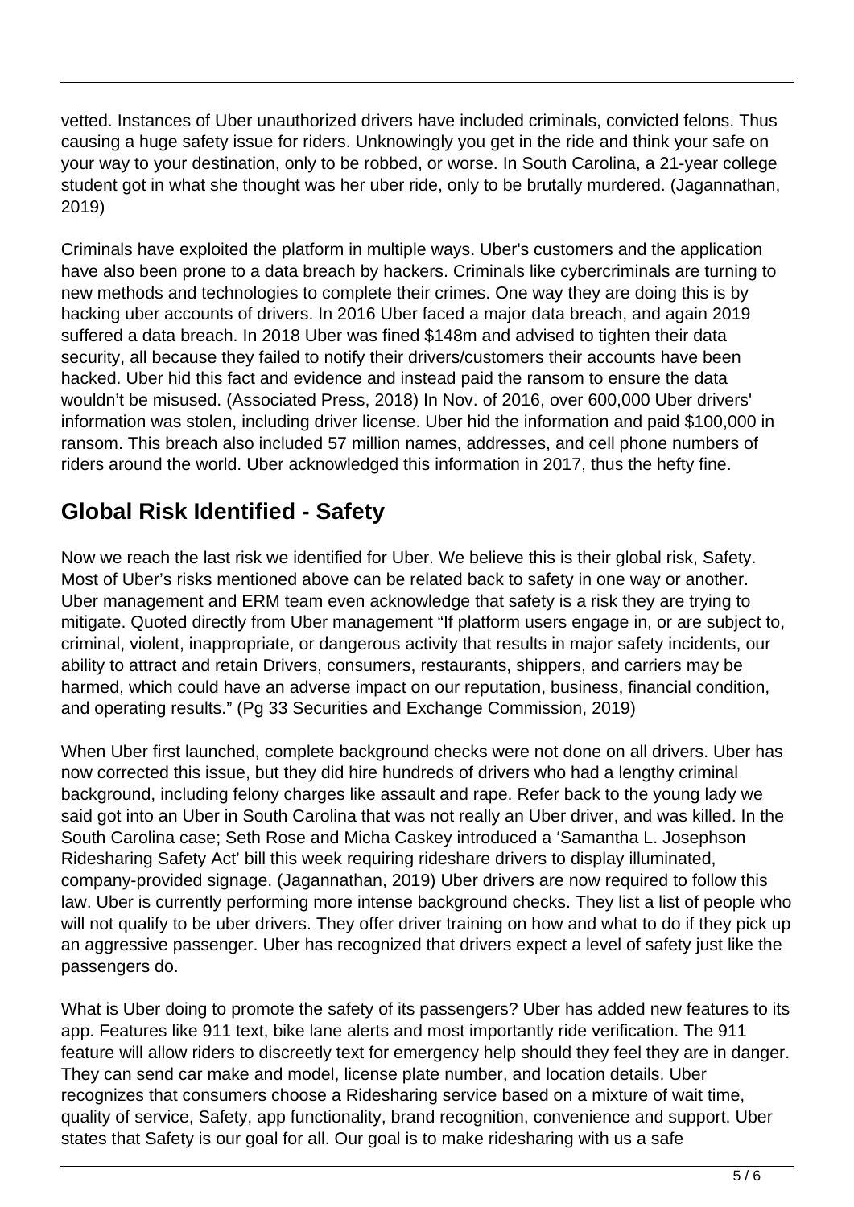vetted. Instances of Uber unauthorized drivers have included criminals, convicted felons. Thus causing a huge safety issue for riders. Unknowingly you get in the ride and think your safe on your way to your destination, only to be robbed, or worse. In South Carolina, a 21-year college student got in what she thought was her uber ride, only to be brutally murdered. (Jagannathan, 2019)

Criminals have exploited the platform in multiple ways. Uber's customers and the application have also been prone to a data breach by hackers. Criminals like cybercriminals are turning to new methods and technologies to complete their crimes. One way they are doing this is by hacking uber accounts of drivers. In 2016 Uber faced a major data breach, and again 2019 suffered a data breach. In 2018 Uber was fined \$148m and advised to tighten their data security, all because they failed to notify their drivers/customers their accounts have been hacked. Uber hid this fact and evidence and instead paid the ransom to ensure the data wouldn't be misused. (Associated Press, 2018) In Nov. of 2016, over 600,000 Uber drivers' information was stolen, including driver license. Uber hid the information and paid \$100,000 in ransom. This breach also included 57 million names, addresses, and cell phone numbers of riders around the world. Uber acknowledged this information in 2017, thus the hefty fine.

## Global Risk Identified - Safety

Now we reach the last risk we identified for Uber. We believe this is their global risk, Safety. Most of Uber's risks mentioned above can be related back to safety in one way or another. Uber management and ERM team even acknowledge that safety is a risk they are trying to mitigate. Quoted directly from Uber management "If platform users engage in, or are subject to, criminal, violent, inappropriate, or dangerous activity that results in major safety incidents, our ability to attract and retain Drivers, consumers, restaurants, shippers, and carriers may be harmed, which could have an adverse impact on our reputation, business, financial condition, and operating results." (Pg 33 Securities and Exchange Commission, 2019)

When Uber first launched, complete background checks were not done on all drivers. Uber has now corrected this issue, but they did hire hundreds of drivers who had a lengthy criminal background, including felony charges like assault and rape. Refer back to the young lady we said got into an Uber in South Carolina that was not really an Uber driver, and was killed. In the South Carolina case; Seth Rose and Micha Caskey introduced a 'Samantha L. Josephson Ridesharing Safety Act' bill this week requiring rideshare drivers to display illuminated, company-provided signage. (Jagannathan, 2019) Uber drivers are now required to follow this law. Uber is currently performing more intense background checks. They list a list of people who will not qualify to be uber drivers. They offer driver training on how and what to do if they pick up an aggressive passenger. Uber has recognized that drivers expect a level of safety just like the passengers do.

What is Uber doing to promote the safety of its passengers? Uber has added new features to its app. Features like 911 text, bike lane alerts and most importantly ride verification. The 911 feature will allow riders to discreetly text for emergency help should they feel they are in danger. They can send car make and model, license plate number, and location details. Uber recognizes that consumers choose a Ridesharing service based on a mixture of wait time, quality of service, Safety, app functionality, brand recognition, convenience and support. Uber states that Safety is our goal for all. Our goal is to make ridesharing with us a safe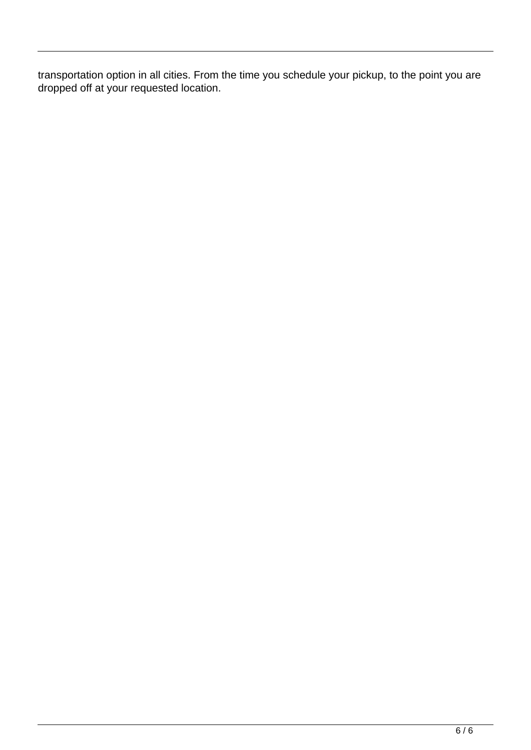transportation option in all cities. From the time you schedule your pickup, to the point you are dropped off at your requested location.